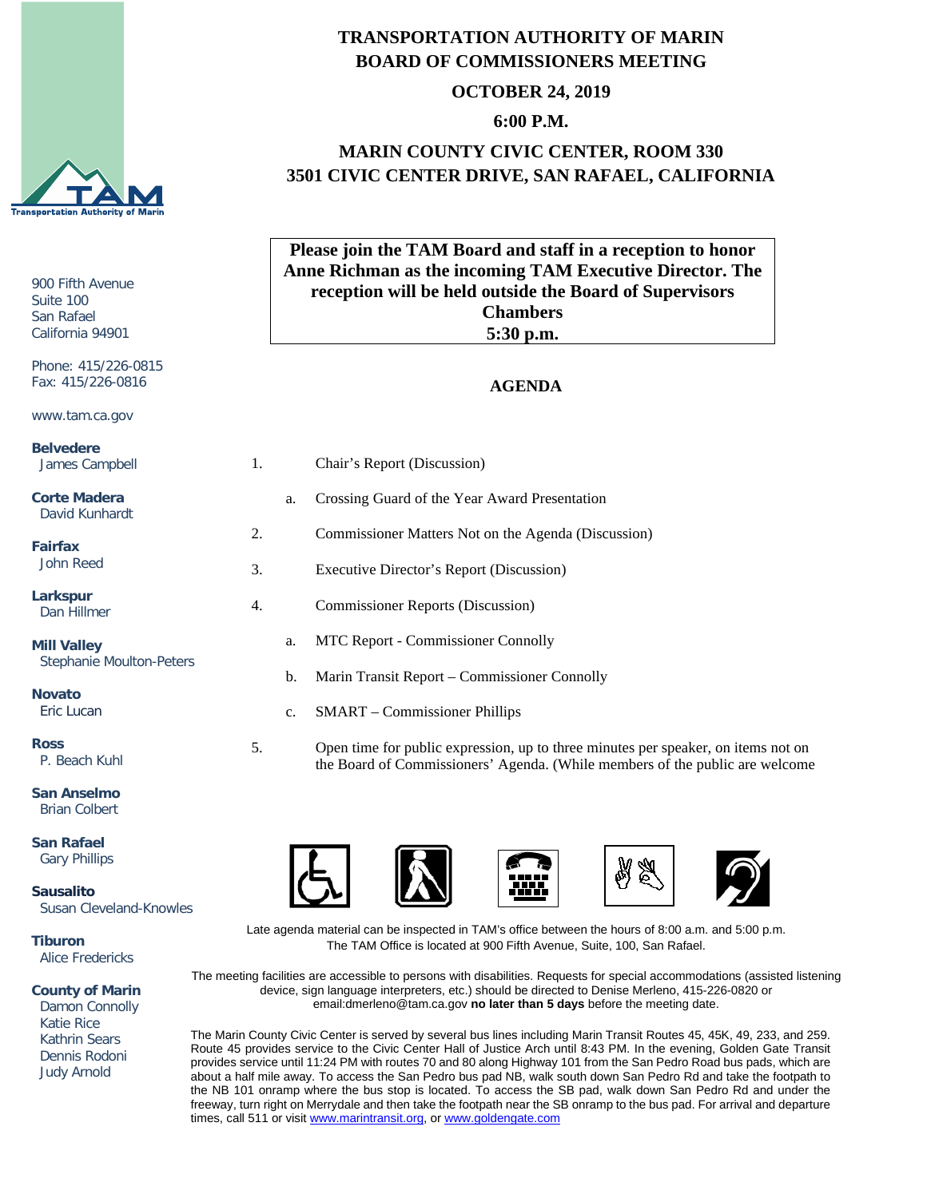# TRANSPORTATION AUTHORITY OF MARIN
# BOARD OF COMMISSIONERS MEETING

**OCTOBER 24, 2019**

**6:00 P.M.**

**MARIN COUNTY CIVIC CENTER, ROOM 330**
**3501 CIVIC CENTER DRIVE, SAN RAFAEL, CALIFORNIA**

900 Fifth Avenue
Suite 100
San Rafael
California 94901

Phone: 415/226-0815
Fax: 415/226-0816

www.tam.ca.gov

**Belvedere**
James Campbell

**Corte Madera**
David Kunhardt

**Fairfax**
John Reed

**Larkspur**
Dan Hillmer

**Mill Valley**
Stephanie Moulton-Peters

**Novato**
Eric Lucan

**Ross**
P. Beach Kuhl

**San Anselmo**
Brian Colbert

**San Rafael**
Gary Phillips

**Sausalito**
Susan Cleveland-Knowles

**Tiburon**
Alice Fredericks

**County of Marin**
Damon Connolly
Katie Rice
Kathrin Sears
Dennis Rodoni
Judy Arnold

**Please join the TAM Board and staff in a reception to honor Anne Richman as the incoming TAM Executive Director. The reception will be held outside the Board of Supervisors Chambers**
**5:30 p.m.**

## AGENDA

1. Chair's Report (Discussion)
   a. Crossing Guard of the Year Award Presentation
2. Commissioner Matters Not on the Agenda (Discussion)
3. Executive Director's Report (Discussion)
4. Commissioner Reports (Discussion)
   a. MTC Report - Commissioner Connolly
   b. Marin Transit Report – Commissioner Connolly
   c. SMART – Commissioner Phillips
5. Open time for public expression, up to three minutes per speaker, on items not on the Board of Commissioners' Agenda. (While members of the public are welcome

Late agenda material can be inspected in TAM's office between the hours of 8:00 a.m. and 5:00 p.m. The TAM Office is located at 900 Fifth Avenue, Suite, 100, San Rafael.

The meeting facilities are accessible to persons with disabilities. Requests for special accommodations (assisted listening device, sign language interpreters, etc.) should be directed to Denise Merleno, 415-226-0820 or email:dmerleno@tam.ca.gov **no later than 5 days** before the meeting date.

The Marin County Civic Center is served by several bus lines including Marin Transit Routes 45, 45K, 49, 233, and 259. Route 45 provides service to the Civic Center Hall of Justice Arch until 8:43 PM. In the evening, Golden Gate Transit provides service until 11:24 PM with routes 70 and 80 along Highway 101 from the San Pedro Road bus pads, which are about a half mile away. To access the San Pedro bus pad NB, walk south down San Pedro Rd and take the footpath to the NB 101 onramp where the bus stop is located. To access the SB pad, walk down San Pedro Rd and under the freeway, turn right on Merrydale and then take the footpath near the SB onramp to the bus pad. For arrival and departure times, call 511 or visit www.marintransit.org, or www.goldengate.com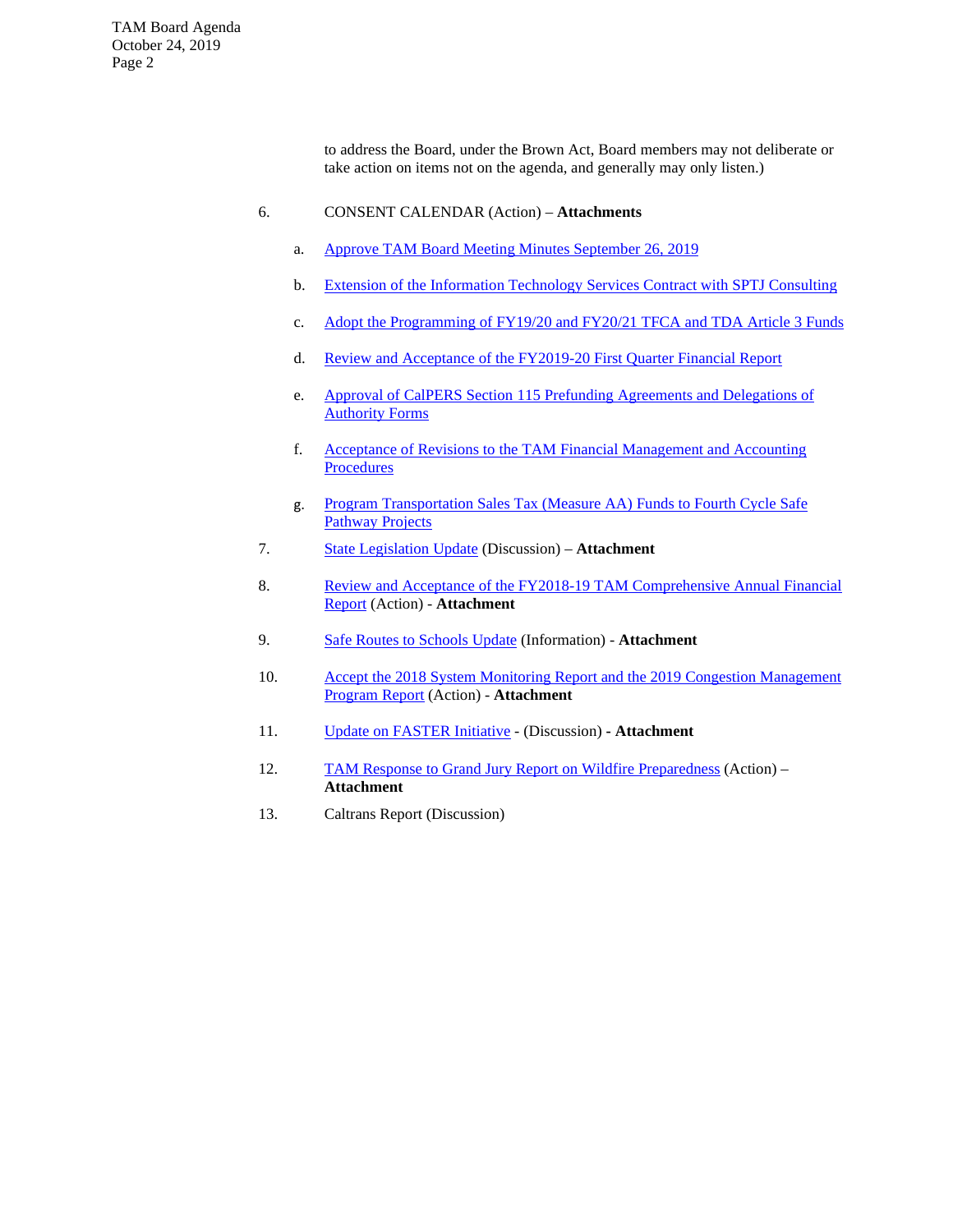to address the Board, under the Brown Act, Board members may not deliberate or take action on items not on the agenda, and generally may only listen.)

6. CONSENT CALENDAR (Action) – **Attachments**

   a. Approve TAM Board Meeting Minutes September 26, 2019

   b. Extension of the Information Technology Services Contract with SPTJ Consulting

   c. Adopt the Programming of FY19/20 and FY20/21 TFCA and TDA Article 3 Funds

   d. Review and Acceptance of the FY2019-20 First Quarter Financial Report

   e. Approval of CalPERS Section 115 Prefunding Agreements and Delegations of Authority Forms

   f. Acceptance of Revisions to the TAM Financial Management and Accounting Procedures

   g. Program Transportation Sales Tax (Measure AA) Funds to Fourth Cycle Safe Pathway Projects

7. State Legislation Update (Discussion) – **Attachment**

8. Review and Acceptance of the FY2018-19 TAM Comprehensive Annual Financial Report (Action) - **Attachment**

9. Safe Routes to Schools Update (Information) - **Attachment**

10. Accept the 2018 System Monitoring Report and the 2019 Congestion Management Program Report (Action) - **Attachment**

11. Update on FASTER Initiative - (Discussion) **- Attachment**

12. TAM Response to Grand Jury Report on Wildfire Preparedness (Action) – **Attachment**

13. Caltrans Report (Discussion)